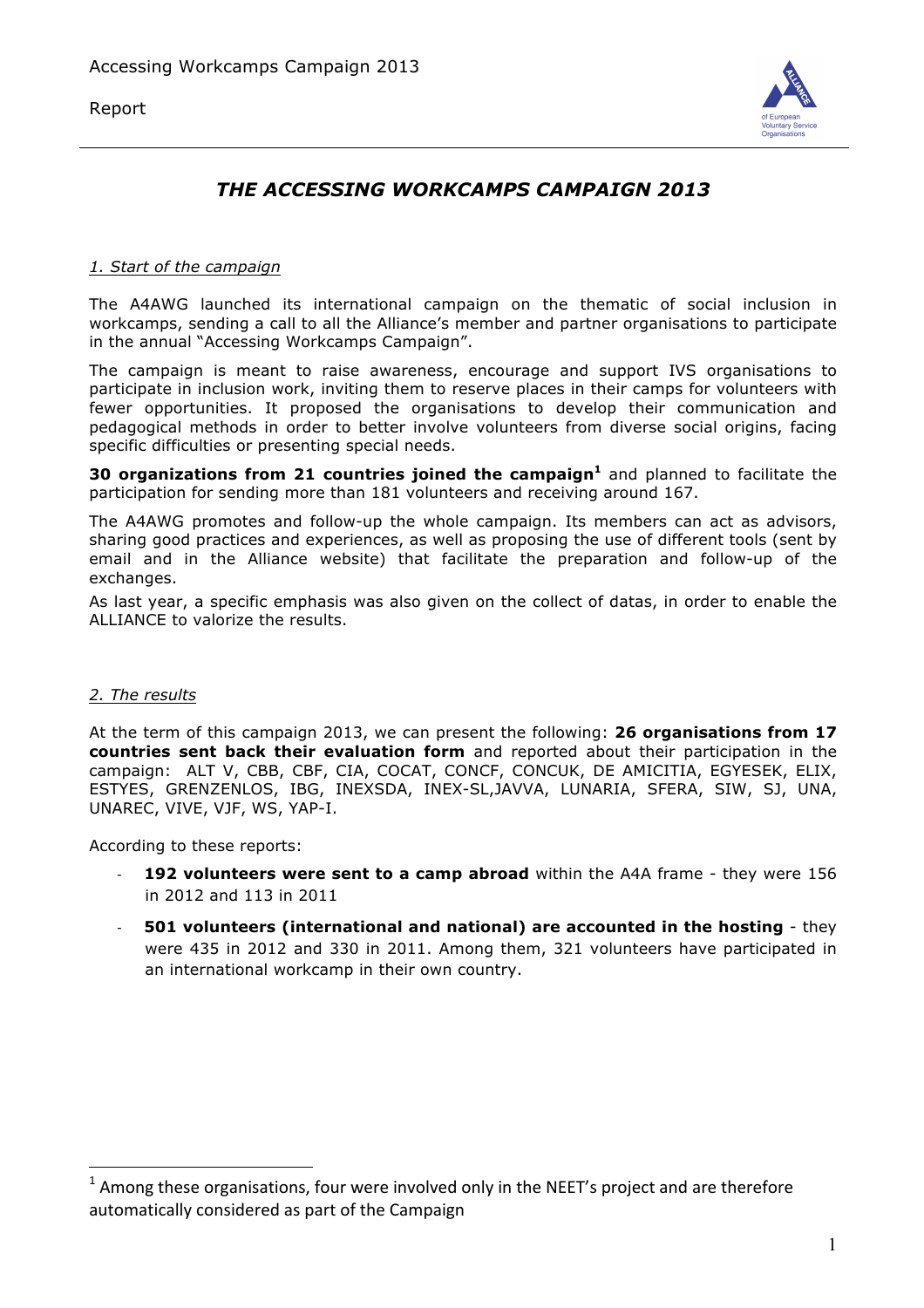# *THE ACCESSING WORKCAMPS CAMPAIGN 2013*

## *1. Start of the campaign*

The A4AWG launched its international campaign on the thematic of social inclusion in workcamps, sending a call to all the Alliance's member and partner organisations to participate in the annual "Accessing Workcamps Campaign".

The campaign is meant to raise awareness, encourage and support IVS organisations to participate in inclusion work, inviting them to reserve places in their camps for volunteers with fewer opportunities. It proposed the organisations to develop their communication and pedagogical methods in order to better involve volunteers from diverse social origins, facing specific difficulties or presenting special needs.

**30 organizations from 21 countries joined the campaign**[1] and planned to facilitate the participation for sending more than 181 volunteers and receiving around 167.

The A4AWG promotes and follow-up the whole campaign. Its members can act as advisors, sharing good practices and experiences, as well as proposing the use of different tools (sent by email and in the Alliance website) that facilitate the preparation and follow-up of the exchanges.

As last year, a specific emphasis was also given on the collect of datas, in order to enable the ALLIANCE to valorize the results.

## *2. The results*

At the term of this campaign 2013, we can present the following: **26 organisations from 17 countries sent back their evaluation form** and reported about their participation in the campaign: ALT V, CBB, CBF, CIA, COCAT, CONCF, CONCUK, DE AMICITIA, EGYESEK, ELIX, ESTYES, GRENZENLOS, IBG, INEXSDA, INEX-SL,JAVVA, LUNARIA, SFERA, SIW, SJ, UNA, UNAREC, VIVE, VJF, WS, YAP-I.

According to these reports:

- **192 volunteers were sent to a camp abroad** within the A4A frame - they were 156 in 2012 and 113 in 2011
- **501 volunteers (international and national) are accounted in the hosting** - they were 435 in 2012 and 330 in 2011. Among them, 321 volunteers have participated in an international workcamp in their own country.

---

[1] Among these organisations, four were involved only in the NEET's project and are therefore automatically considered as part of the Campaign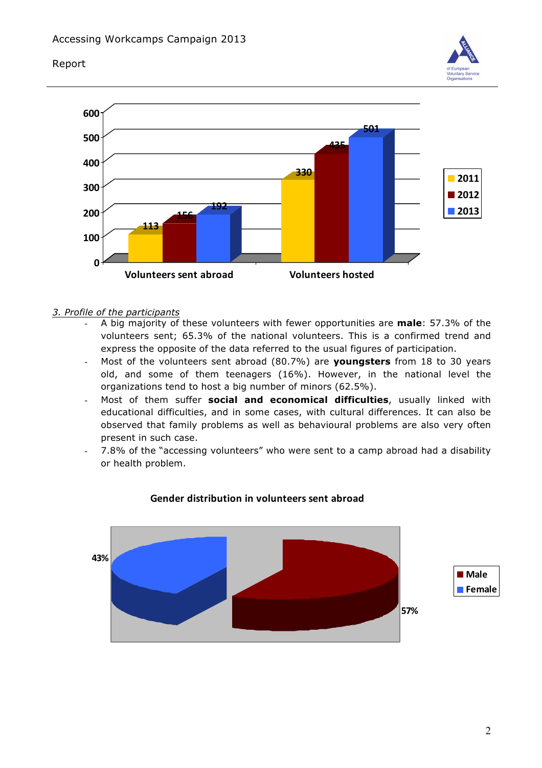### *3. Profile of the participants*

- A big majority of these volunteers with fewer opportunities are **male**: 57.3% of the volunteers sent; 65.3% of the national volunteers. This is a confirmed trend and express the opposite of the data referred to the usual figures of participation.
- Most of the volunteers sent abroad (80.7%) are **youngsters** from 18 to 30 years old, and some of them teenagers (16%). However, in the national level the organizations tend to host a big number of minors (62.5%).
- Most of them suffer **social and economical difficulties**, usually linked with educational difficulties, and in some cases, with cultural differences. It can also be observed that family problems as well as behavioural problems are also very often present in such case.
- 7.8% of the "accessing volunteers" who were sent to a camp abroad had a disability or health problem.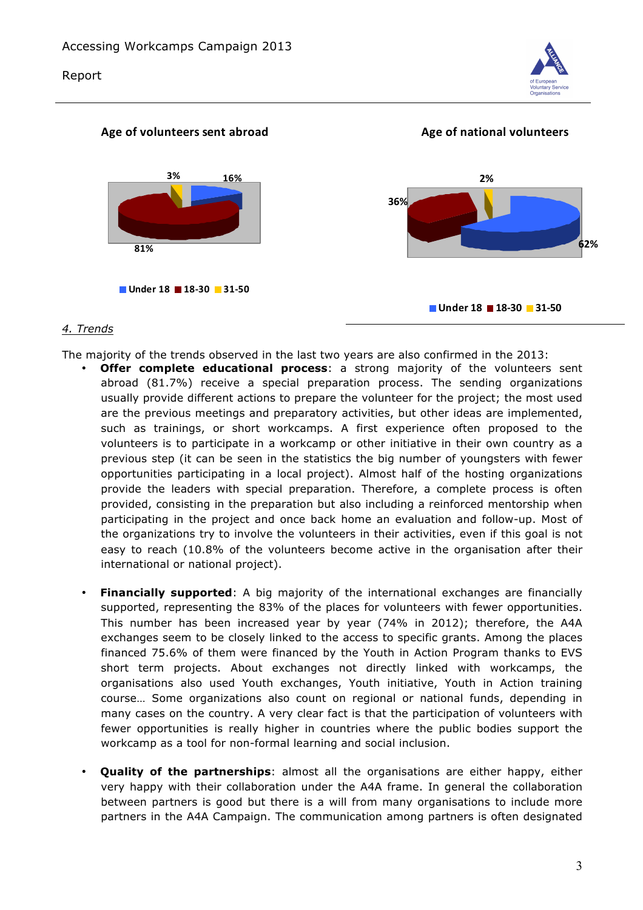**Age of volunteers sent abroad**

3%
16%
81%

Under 18 ■ 18-30 ■ 31-50

**Age of national volunteers**

2%
36%
62%

Under 18 ■ 18-30 ■ 31-50

*4. Trends*

The majority of the trends observed in the last two years are also confirmed in the 2013:

- **Offer complete educational process**: a strong majority of the volunteers sent abroad (81.7%) receive a special preparation process. The sending organizations usually provide different actions to prepare the volunteer for the project; the most used are the previous meetings and preparatory activities, but other ideas are implemented, such as trainings, or short workcamps. A first experience often proposed to the volunteers is to participate in a workcamp or other initiative in their own country as a previous step (it can be seen in the statistics the big number of youngsters with fewer opportunities participating in a local project). Almost half of the hosting organizations provide the leaders with special preparation. Therefore, a complete process is often provided, consisting in the preparation but also including a reinforced mentorship when participating in the project and once back home an evaluation and follow-up. Most of the organizations try to involve the volunteers in their activities, even if this goal is not easy to reach (10.8% of the volunteers become active in the organisation after their international or national project).

- **Financially supported**: A big majority of the international exchanges are financially supported, representing the 83% of the places for volunteers with fewer opportunities. This number has been increased year by year (74% in 2012); therefore, the A4A exchanges seem to be closely linked to the access to specific grants. Among the places financed 75.6% of them were financed by the Youth in Action Program thanks to EVS short term projects. About exchanges not directly linked with workcamps, the organisations also used Youth exchanges, Youth initiative, Youth in Action training course… Some organizations also count on regional or national funds, depending in many cases on the country. A very clear fact is that the participation of volunteers with fewer opportunities is really higher in countries where the public bodies support the workcamp as a tool for non-formal learning and social inclusion.

- **Quality of the partnerships**: almost all the organisations are either happy, either very happy with their collaboration under the A4A frame. In general the collaboration between partners is good but there is a will from many organisations to include more partners in the A4A Campaign. The communication among partners is often designated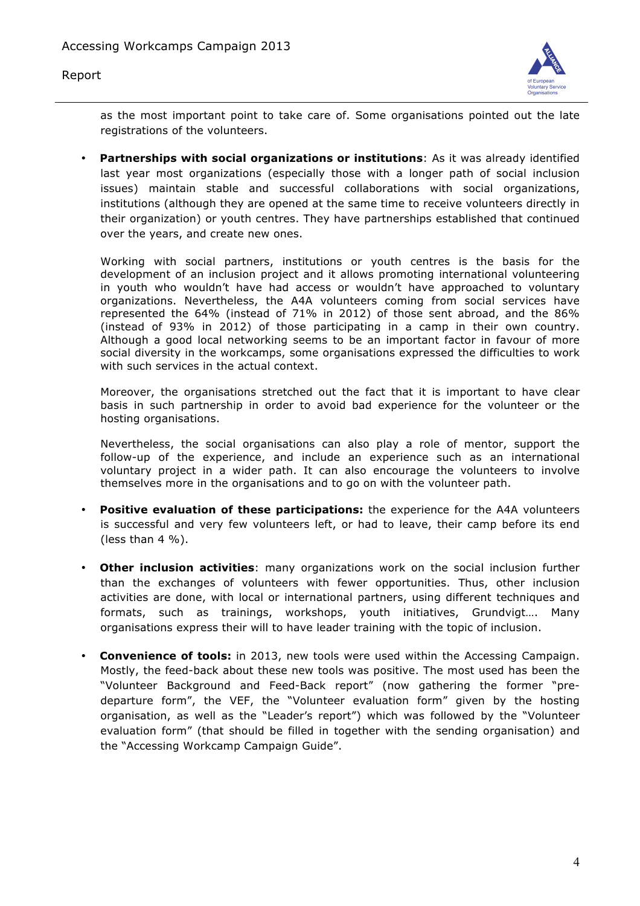as the most important point to take care of. Some organisations pointed out the late registrations of the volunteers.

- **Partnerships with social organizations or institutions**: As it was already identified last year most organizations (especially those with a longer path of social inclusion issues) maintain stable and successful collaborations with social organizations, institutions (although they are opened at the same time to receive volunteers directly in their organization) or youth centres. They have partnerships established that continued over the years, and create new ones.

  Working with social partners, institutions or youth centres is the basis for the development of an inclusion project and it allows promoting international volunteering in youth who wouldn't have had access or wouldn't have approached to voluntary organizations. Nevertheless, the A4A volunteers coming from social services have represented the 64% (instead of 71% in 2012) of those sent abroad, and the 86% (instead of 93% in 2012) of those participating in a camp in their own country. Although a good local networking seems to be an important factor in favour of more social diversity in the workcamps, some organisations expressed the difficulties to work with such services in the actual context.

  Moreover, the organisations stretched out the fact that it is important to have clear basis in such partnership in order to avoid bad experience for the volunteer or the hosting organisations.

  Nevertheless, the social organisations can also play a role of mentor, support the follow-up of the experience, and include an experience such as an international voluntary project in a wider path. It can also encourage the volunteers to involve themselves more in the organisations and to go on with the volunteer path.

- **Positive evaluation of these participations:** the experience for the A4A volunteers is successful and very few volunteers left, or had to leave, their camp before its end (less than 4 %).

- **Other inclusion activities**: many organizations work on the social inclusion further than the exchanges of volunteers with fewer opportunities. Thus, other inclusion activities are done, with local or international partners, using different techniques and formats, such as trainings, workshops, youth initiatives, Grundvigt…. Many organisations express their will to have leader training with the topic of inclusion.

- **Convenience of tools:** in 2013, new tools were used within the Accessing Campaign. Mostly, the feed-back about these new tools was positive. The most used has been the "Volunteer Background and Feed-Back report" (now gathering the former "pre-departure form", the VEF, the "Volunteer evaluation form" given by the hosting organisation, as well as the "Leader's report") which was followed by the "Volunteer evaluation form" (that should be filled in together with the sending organisation) and the "Accessing Workcamp Campaign Guide".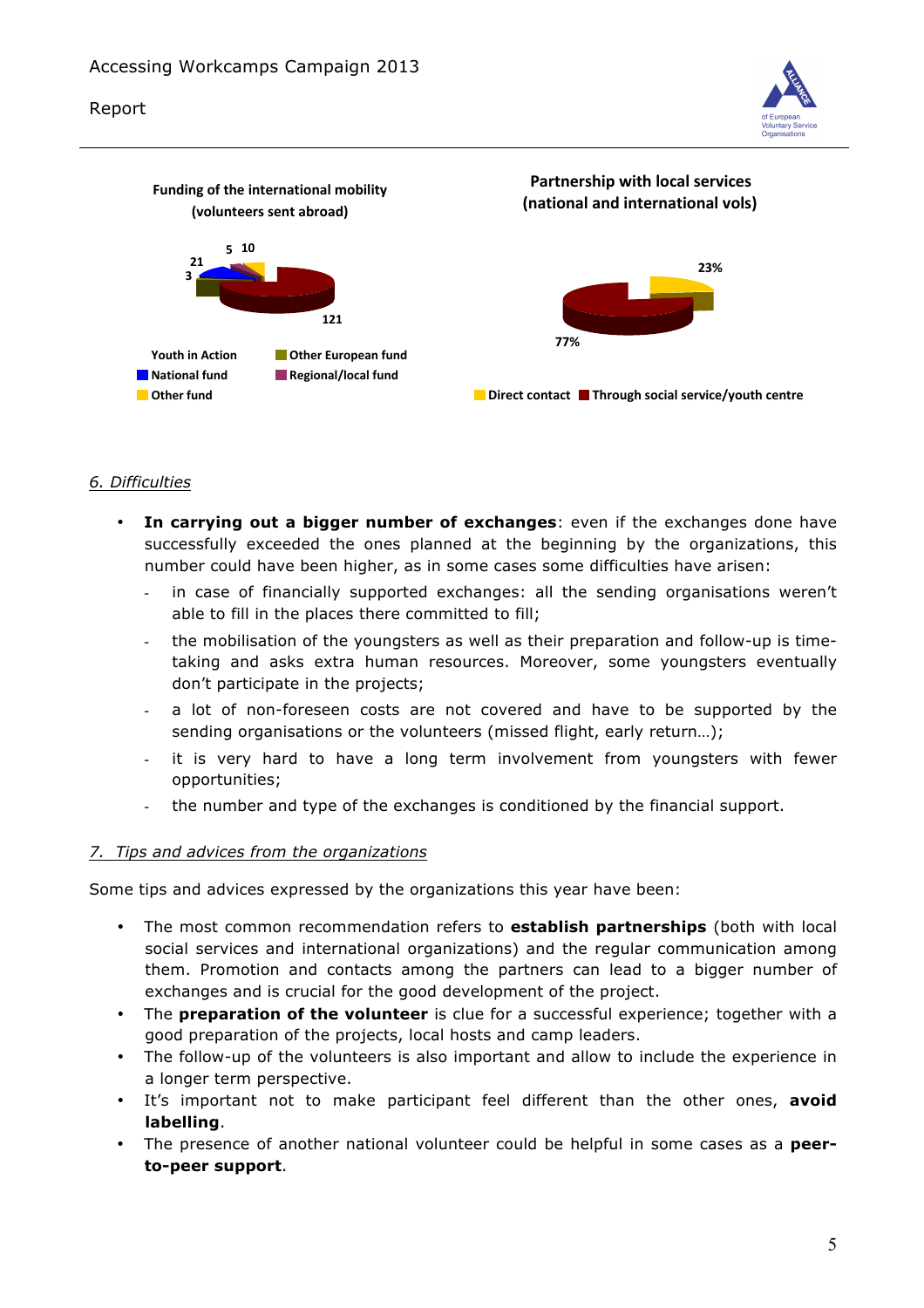**Funding of the international mobility (volunteers sent abroad)**

5
10
21
3
121

Youth in Action
Other European fund
National fund
Regional/local fund
Other fund

**Partnership with local services (national and international vols)**

23%
77%

Direct contact
Through social service/youth centre

## *6. Difficulties*

- **In carrying out a bigger number of exchanges**: even if the exchanges done have successfully exceeded the ones planned at the beginning by the organizations, this number could have been higher, as in some cases some difficulties have arisen:
  - in case of financially supported exchanges: all the sending organisations weren't able to fill in the places there committed to fill;
  - the mobilisation of the youngsters as well as their preparation and follow-up is time-taking and asks extra human resources. Moreover, some youngsters eventually don't participate in the projects;
  - a lot of non-foreseen costs are not covered and have to be supported by the sending organisations or the volunteers (missed flight, early return…);
  - it is very hard to have a long term involvement from youngsters with fewer opportunities;
  - the number and type of the exchanges is conditioned by the financial support.

## *7. Tips and advices from the organizations*

Some tips and advices expressed by the organizations this year have been:

- The most common recommendation refers to **establish partnerships** (both with local social services and international organizations) and the regular communication among them. Promotion and contacts among the partners can lead to a bigger number of exchanges and is crucial for the good development of the project.
- The **preparation of the volunteer** is clue for a successful experience; together with a good preparation of the projects, local hosts and camp leaders.
- The follow-up of the volunteers is also important and allow to include the experience in a longer term perspective.
- It's important not to make participant feel different than the other ones, **avoid labelling**.
- The presence of another national volunteer could be helpful in some cases as a **peer-to-peer support**.